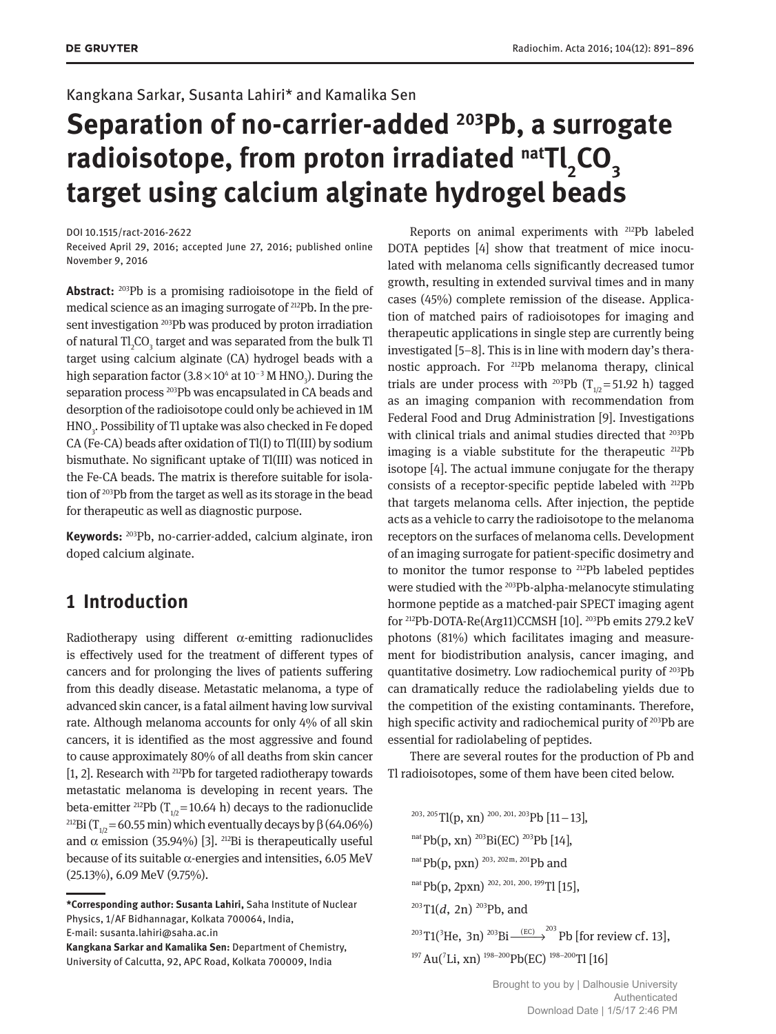Kangkana Sarkar, Susanta Lahiri* and Kamalika Sen

# Separation of no-carrier-added $^{203}$Pb, a surrogate radioisotope, from proton irradiated $^{nat}Tl_2CO_3$ target using calcium alginate hydrogel beads

DOI 10.1515/ract-2016-2622
Received April 29, 2016; accepted June 27, 2016; published online November 9, 2016

**Abstract:** $^{203}$Pb is a promising radioisotope in the field of medical science as an imaging surrogate of $^{212}$Pb. In the present investigation $^{203}$Pb was produced by proton irradiation of natural $Tl_2CO_3$ target and was separated from the bulk Tl target using calcium alginate (CA) hydrogel beads with a high separation factor ($3.8\times10^4$ at $10^{-3}$ M $HNO_3$). During the separation process $^{203}$Pb was encapsulated in CA beads and desorption of the radioisotope could only be achieved in 1M $HNO_3$. Possibility of Tl uptake was also checked in Fe doped CA (Fe-CA) beads after oxidation of Tl(I) to Tl(III) by sodium bismuthate. No significant uptake of Tl(III) was noticed in the Fe-CA beads. The matrix is therefore suitable for isolation of $^{203}$Pb from the target as well as its storage in the bead for therapeutic as well as diagnostic purpose.

**Keywords:** $^{203}$Pb, no-carrier-added, calcium alginate, iron doped calcium alginate.

## 1 Introduction

Radiotherapy using different α-emitting radionuclides is effectively used for the treatment of different types of cancers and for prolonging the lives of patients suffering from this deadly disease. Metastatic melanoma, a type of advanced skin cancer, is a fatal ailment having low survival rate. Although melanoma accounts for only 4% of all skin cancers, it is identified as the most aggressive and found to cause approximately 80% of all deaths from skin cancer [1, 2]. Research with $^{212}$Pb for targeted radiotherapy towards metastatic melanoma is developing in recent years. The beta-emitter $^{212}$Pb ($T_{1/2}$ = 10.64 h) decays to the radionuclide $^{212}$Bi ($T_{1/2}$ = 60.55 min) which eventually decays by β (64.06%) and α emission (35.94%) [3]. $^{212}$Bi is therapeutically useful because of its suitable α-energies and intensities, 6.05 MeV (25.13%), 6.09 MeV (9.75%).

Reports on animal experiments with $^{212}$Pb labeled DOTA peptides [4] show that treatment of mice inoculated with melanoma cells significantly decreased tumor growth, resulting in extended survival times and in many cases (45%) complete remission of the disease. Application of matched pairs of radioisotopes for imaging and therapeutic applications in single step are currently being investigated [5–8]. This is in line with modern day's theranostic approach. For $^{212}$Pb melanoma therapy, clinical trials are under process with $^{203}$Pb ($T_{1/2}$ = 51.92 h) tagged as an imaging companion with recommendation from Federal Food and Drug Administration [9]. Investigations with clinical trials and animal studies directed that $^{203}$Pb imaging is a viable substitute for the therapeutic $^{212}$Pb isotope [4]. The actual immune conjugate for the therapy consists of a receptor-specific peptide labeled with $^{212}$Pb that targets melanoma cells. After injection, the peptide acts as a vehicle to carry the radioisotope to the melanoma receptors on the surfaces of melanoma cells. Development of an imaging surrogate for patient-specific dosimetry and to monitor the tumor response to $^{212}$Pb labeled peptides were studied with the $^{203}$Pb-alpha-melanocyte stimulating hormone peptide as a matched-pair SPECT imaging agent for $^{212}$Pb-DOTA-Re(Arg11)CCMSH [10]. $^{203}$Pb emits 279.2 keV photons (81%) which facilitates imaging and measurement for biodistribution analysis, cancer imaging, and quantitative dosimetry. Low radiochemical purity of $^{203}$Pb can dramatically reduce the radiolabeling yields due to the competition of the existing contaminants. Therefore, high specific activity and radiochemical purity of $^{203}$Pb are essential for radiolabeling of peptides.

There are several routes for the production of Pb and Tl radioisotopes, some of them have been cited below.

$^{203,205}$Tl(p, xn) $^{200,201,203}$Pb [11–13],

$^{nat}$Pb(p, xn) $^{203}$Bi(EC) $^{203}$Pb [14],

$^{nat}$Pb(p, pxn) $^{203,202m,201}$Pb and

$^{nat}$Pb(p, 2pxn) $^{202,201,200,199}$Tl [15],

$^{203}$Tl(*d*, 2n) $^{203}$Pb, and

$^{203}$Tl($^3$He, 3n) $^{203}$Bi $\xrightarrow{(EC)}$ $^{203}$Pb [for review cf. 13],

$^{197}$Au($^7$Li, xn) $^{198-200}$Pb(EC) $^{198-200}$Tl [16]

---

***Corresponding author: Susanta Lahiri,** Saha Institute of Nuclear Physics, 1/AF Bidhannagar, Kolkata 700064, India, E-mail: susanta.lahiri@saha.ac.in

**Kangkana Sarkar and Kamalika Sen:** Department of Chemistry, University of Calcutta, 92, APC Road, Kolkata 700009, India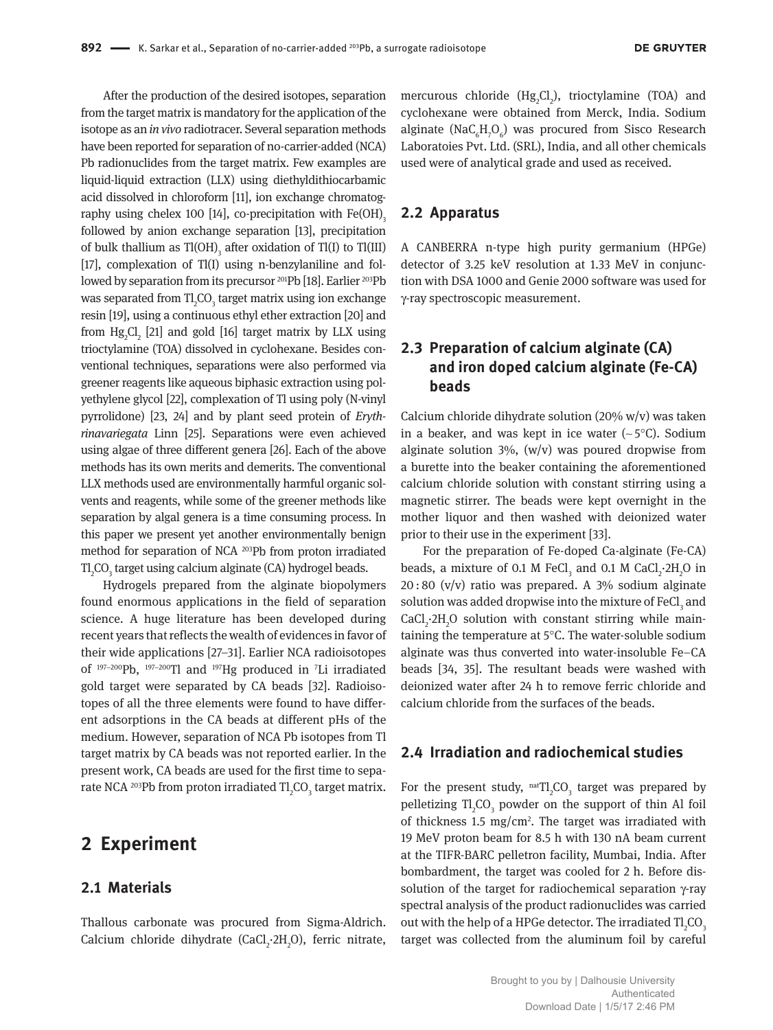After the production of the desired isotopes, separation from the target matrix is mandatory for the application of the isotope as an *in vivo* radiotracer. Several separation methods have been reported for separation of no-carrier-added (NCA) Pb radionuclides from the target matrix. Few examples are liquid-liquid extraction (LLX) using diethyldithiocarbamic acid dissolved in chloroform [11], ion exchange chromatography using chelex 100 [14], co-precipitation with $Fe(OH)_3$ followed by anion exchange separation [13], precipitation of bulk thallium as $Tl(OH)_3$ after oxidation of Tl(I) to Tl(III) [17], complexation of Tl(I) using n-benzylaniline and followed by separation from its precursor $^{201}$Pb [18]. Earlier $^{203}$Pb was separated from $Tl_2CO_3$ target matrix using ion exchange resin [19], using a continuous ethyl ether extraction [20] and from $Hg_2Cl_2$ [21] and gold [16] target matrix by LLX using trioctylamine (TOA) dissolved in cyclohexane. Besides conventional techniques, separations were also performed via greener reagents like aqueous biphasic extraction using polyethylene glycol [22], complexation of Tl using poly (N-vinyl pyrrolidone) [23, 24] and by plant seed protein of *Erythrinavariegata* Linn [25]. Separations were even achieved using algae of three different genera [26]. Each of the above methods has its own merits and demerits. The conventional LLX methods used are environmentally harmful organic solvents and reagents, while some of the greener methods like separation by algal genera is a time consuming process. In this paper we present yet another environmentally benign method for separation of NCA $^{203}$Pb from proton irradiated $Tl_2CO_3$ target using calcium alginate (CA) hydrogel beads.

Hydrogels prepared from the alginate biopolymers found enormous applications in the field of separation science. A huge literature has been developed during recent years that reflects the wealth of evidences in favor of their wide applications [27–31]. Earlier NCA radioisotopes of $^{197-200}$Pb, $^{197-200}$Tl and $^{197}$Hg produced in $^{7}$Li irradiated gold target were separated by CA beads [32]. Radioisotopes of all the three elements were found to have different adsorptions in the CA beads at different pHs of the medium. However, separation of NCA Pb isotopes from Tl target matrix by CA beads was not reported earlier. In the present work, CA beads are used for the first time to separate NCA $^{203}$Pb from proton irradiated $Tl_2CO_3$ target matrix.

# 2 Experiment

## 2.1 Materials

Thallous carbonate was procured from Sigma-Aldrich. Calcium chloride dihydrate ($CaCl_2{\cdot}2H_2O$), ferric nitrate, mercurous chloride ($Hg_2Cl_2$), trioctylamine (TOA) and cyclohexane were obtained from Merck, India. Sodium alginate ($NaC_6H_7O_6$) was procured from Sisco Research Laboratoies Pvt. Ltd. (SRL), India, and all other chemicals used were of analytical grade and used as received.

## 2.2 Apparatus

A CANBERRA n-type high purity germanium (HPGe) detector of 3.25 keV resolution at 1.33 MeV in conjunction with DSA 1000 and Genie 2000 software was used for γ-ray spectroscopic measurement.

## 2.3 Preparation of calcium alginate (CA) and iron doped calcium alginate (Fe-CA) beads

Calcium chloride dihydrate solution (20% w/v) was taken in a beaker, and was kept in ice water (~5°C). Sodium alginate solution 3%, (w/v) was poured dropwise from a burette into the beaker containing the aforementioned calcium chloride solution with constant stirring using a magnetic stirrer. The beads were kept overnight in the mother liquor and then washed with deionized water prior to their use in the experiment [33].

For the preparation of Fe-doped Ca-alginate (Fe-CA) beads, a mixture of 0.1 M $FeCl_3$ and 0.1 M $CaCl_2{\cdot}2H_2O$ in 20 : 80 (v/v) ratio was prepared. A 3% sodium alginate solution was added dropwise into the mixture of $FeCl_3$ and $CaCl_2{\cdot}2H_2O$ solution with constant stirring while maintaining the temperature at 5°C. The water-soluble sodium alginate was thus converted into water-insoluble Fe–CA beads [34, 35]. The resultant beads were washed with deionized water after 24 h to remove ferric chloride and calcium chloride from the surfaces of the beads.

## 2.4 Irradiation and radiochemical studies

For the present study, $^{nat}Tl_2CO_3$ target was prepared by pelletizing $Tl_2CO_3$ powder on the support of thin Al foil of thickness 1.5 mg/cm$^2$. The target was irradiated with 19 MeV proton beam for 8.5 h with 130 nA beam current at the TIFR-BARC pelletron facility, Mumbai, India. After bombardment, the target was cooled for 2 h. Before dissolution of the target for radiochemical separation γ-ray spectral analysis of the product radionuclides was carried out with the help of a HPGe detector. The irradiated $Tl_2CO_3$ target was collected from the aluminum foil by careful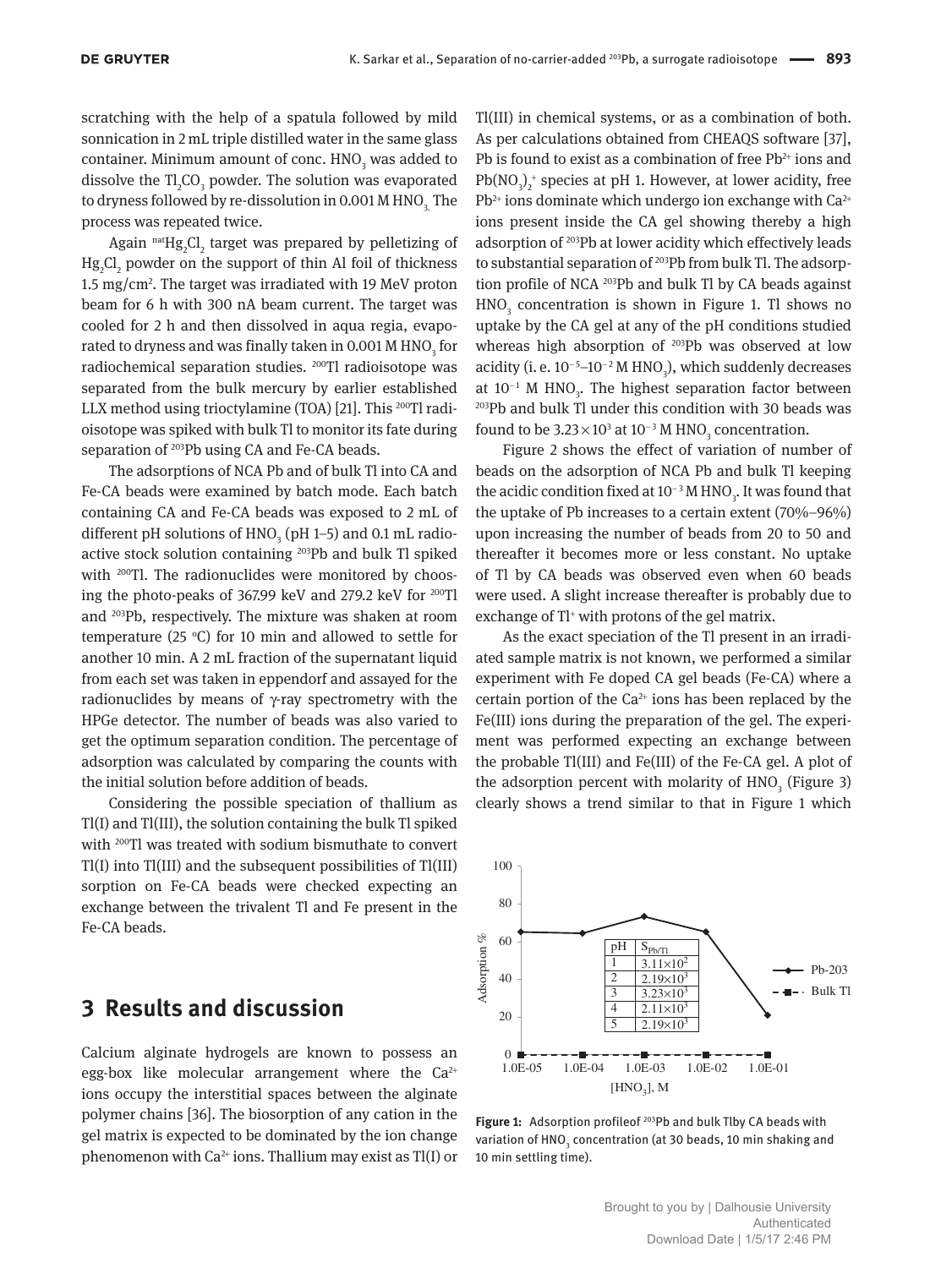scratching with the help of a spatula followed by mild sonnication in 2 mL triple distilled water in the same glass container. Minimum amount of conc. $HNO_3$ was added to dissolve the $Tl_2CO_3$ powder. The solution was evaporated to dryness followed by re-dissolution in 0.001 M $HNO_3$. The process was repeated twice.

Again $^{nat}Hg_2Cl_2$ target was prepared by pelletizing of $Hg_2Cl_2$ powder on the support of thin Al foil of thickness 1.5 mg/cm$^2$. The target was irradiated with 19 MeV proton beam for 6 h with 300 nA beam current. The target was cooled for 2 h and then dissolved in aqua regia, evaporated to dryness and was finally taken in 0.001 M $HNO_3$ for radiochemical separation studies. $^{200}$Tl radioisotope was separated from the bulk mercury by earlier established LLX method using trioctylamine (TOA) [21]. This $^{200}$Tl radioisotope was spiked with bulk Tl to monitor its fate during separation of $^{203}$Pb using CA and Fe-CA beads.

The adsorptions of NCA Pb and of bulk Tl into CA and Fe-CA beads were examined by batch mode. Each batch containing CA and Fe-CA beads was exposed to 2 mL of different pH solutions of $HNO_3$ (pH 1–5) and 0.1 mL radioactive stock solution containing $^{203}$Pb and bulk Tl spiked with $^{200}$Tl. The radionuclides were monitored by choosing the photo-peaks of 367.99 keV and 279.2 keV for $^{200}$Tl and $^{203}$Pb, respectively. The mixture was shaken at room temperature (25 °C) for 10 min and allowed to settle for another 10 min. A 2 mL fraction of the supernatant liquid from each set was taken in eppendorf and assayed for the radionuclides by means of γ-ray spectrometry with the HPGe detector. The number of beads was also varied to get the optimum separation condition. The percentage of adsorption was calculated by comparing the counts with the initial solution before addition of beads.

Considering the possible speciation of thallium as Tl(I) and Tl(III), the solution containing the bulk Tl spiked with $^{200}$Tl was treated with sodium bismuthate to convert Tl(I) into Tl(III) and the subsequent possibilities of Tl(III) sorption on Fe-CA beads were checked expecting an exchange between the trivalent Tl and Fe present in the Fe-CA beads.

## 3 Results and discussion

Calcium alginate hydrogels are known to possess an egg-box like molecular arrangement where the $Ca^{2+}$ ions occupy the interstitial spaces between the alginate polymer chains [36]. The biosorption of any cation in the gel matrix is expected to be dominated by the ion change phenomenon with $Ca^{2+}$ ions. Thallium may exist as Tl(I) or Tl(III) in chemical systems, or as a combination of both. As per calculations obtained from CHEAQS software [37], Pb is found to exist as a combination of free $Pb^{2+}$ ions and $Pb(NO_3)_2^{+}$ species at pH 1. However, at lower acidity, free $Pb^{2+}$ ions dominate which undergo ion exchange with $Ca^{2+}$ ions present inside the CA gel showing thereby a high adsorption of $^{203}$Pb at lower acidity which effectively leads to substantial separation of $^{203}$Pb from bulk Tl. The adsorption profile of NCA $^{203}$Pb and bulk Tl by CA beads against $HNO_3$ concentration is shown in Figure 1. Tl shows no uptake by the CA gel at any of the pH conditions studied whereas high absorption of $^{203}$Pb was observed at low acidity (i. e. $10^{-5}$–$10^{-2}$ M $HNO_3$), which suddenly decreases at $10^{-1}$ M $HNO_3$. The highest separation factor between $^{203}$Pb and bulk Tl under this condition with 30 beads was found to be $3.23\times10^3$ at $10^{-3}$ M $HNO_3$ concentration.

Figure 2 shows the effect of variation of number of beads on the adsorption of NCA Pb and bulk Tl keeping the acidic condition fixed at $10^{-3}$ M $HNO_3$. It was found that the uptake of Pb increases to a certain extent (70%–96%) upon increasing the number of beads from 20 to 50 and thereafter it becomes more or less constant. No uptake of Tl by CA beads was observed even when 60 beads were used. A slight increase thereafter is probably due to exchange of $Tl^{+}$ with protons of the gel matrix.

As the exact speciation of the Tl present in an irradiated sample matrix is not known, we performed a similar experiment with Fe doped CA gel beads (Fe-CA) where a certain portion of the $Ca^{2+}$ ions has been replaced by the Fe(III) ions during the preparation of the gel. The experiment was performed expecting an exchange between the probable Tl(III) and Fe(III) of the Fe-CA gel. A plot of the adsorption percent with molarity of $HNO_3$ (Figure 3) clearly shows a trend similar to that in Figure 1 which

| pH | $S_{Pb/Tl}$ |
|---|---|
| 1 | $3.11\times10^2$ |
| 2 | $2.19\times10^3$ |
| 3 | $3.23\times10^3$ |
| 4 | $2.11\times10^3$ |
| 5 | $2.19\times10^3$ |

**Figure 1:** Adsorption profileof $^{203}$Pb and bulk Tlby CA beads with variation of $HNO_3$ concentration (at 30 beads, 10 min shaking and 10 min settling time).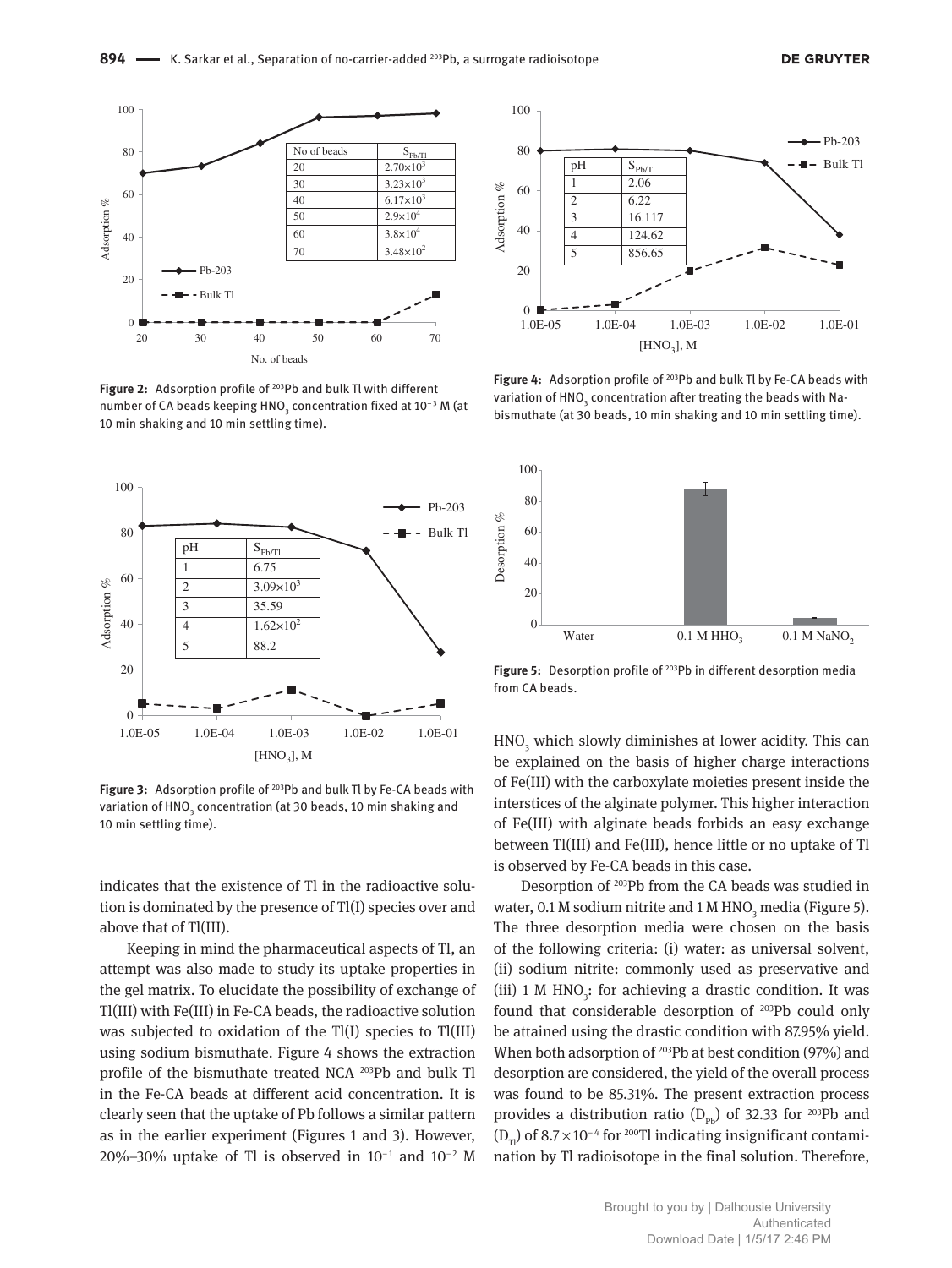| No of beads | $S_{Pb/Tl}$ |
|---|---|
| 20 | $2.70\times10^{3}$ |
| 30 | $3.23\times10^{3}$ |
| 40 | $6.17\times10^{3}$ |
| 50 | $2.9\times10^{4}$ |
| 60 | $3.8\times10^{4}$ |
| 70 | $3.48\times10^{2}$ |

**Figure 2:** Adsorption profile of $^{203}$Pb and bulk Tl with different number of CA beads keeping $HNO_3$ concentration fixed at $10^{-3}$ M (at 10 min shaking and 10 min settling time).

| pH | $S_{Pb/Tl}$ |
|---|---|
| 1 | 6.75 |
| 2 | $3.09\times10^{3}$ |
| 3 | 35.59 |
| 4 | $1.62\times10^{2}$ |
| 5 | 88.2 |

**Figure 3:** Adsorption profile of $^{203}$Pb and bulk Tl by Fe-CA beads with variation of $HNO_3$ concentration (at 30 beads, 10 min shaking and 10 min settling time).

| pH | $S_{Pb/Tl}$ |
|---|---|
| 1 | 2.06 |
| 2 | 6.22 |
| 3 | 16.117 |
| 4 | 124.62 |
| 5 | 856.65 |

**Figure 4:** Adsorption profile of $^{203}$Pb and bulk Tl by Fe-CA beads with variation of $HNO_3$ concentration after treating the beads with Na-bismuthate (at 30 beads, 10 min shaking and 10 min settling time).

**Figure 5:** Desorption profile of $^{203}$Pb in different desorption media from CA beads.

indicates that the existence of Tl in the radioactive solution is dominated by the presence of Tl(I) species over and above that of Tl(III).

Keeping in mind the pharmaceutical aspects of Tl, an attempt was also made to study its uptake properties in the gel matrix. To elucidate the possibility of exchange of Tl(III) with Fe(III) in Fe-CA beads, the radioactive solution was subjected to oxidation of the Tl(I) species to Tl(III) using sodium bismuthate. Figure 4 shows the extraction profile of the bismuthate treated NCA $^{203}$Pb and bulk Tl in the Fe-CA beads at different acid concentration. It is clearly seen that the uptake of Pb follows a similar pattern as in the earlier experiment (Figures 1 and 3). However, 20%–30% uptake of Tl is observed in $10^{-1}$ and $10^{-2}$ M $HNO_3$ which slowly diminishes at lower acidity. This can be explained on the basis of higher charge interactions of Fe(III) with the carboxylate moieties present inside the interstices of the alginate polymer. This higher interaction of Fe(III) with alginate beads forbids an easy exchange between Tl(III) and Fe(III), hence little or no uptake of Tl is observed by Fe-CA beads in this case.

Desorption of $^{203}$Pb from the CA beads was studied in water, 0.1 M sodium nitrite and 1 M $HNO_3$ media (Figure 5). The three desorption media were chosen on the basis of the following criteria: (i) water: as universal solvent, (ii) sodium nitrite: commonly used as preservative and (iii) 1 M $HNO_3$: for achieving a drastic condition. It was found that considerable desorption of $^{203}$Pb could only be attained using the drastic condition with 87.95% yield. When both adsorption of $^{203}$Pb at best condition (97%) and desorption are considered, the yield of the overall process was found to be 85.31%. The present extraction process provides a distribution ratio ($D_{Pb}$) of 32.33 for $^{203}$Pb and ($D_{Tl}$) of $8.7\times10^{-4}$ for $^{200}$Tl indicating insignificant contamination by Tl radioisotope in the final solution. Therefore,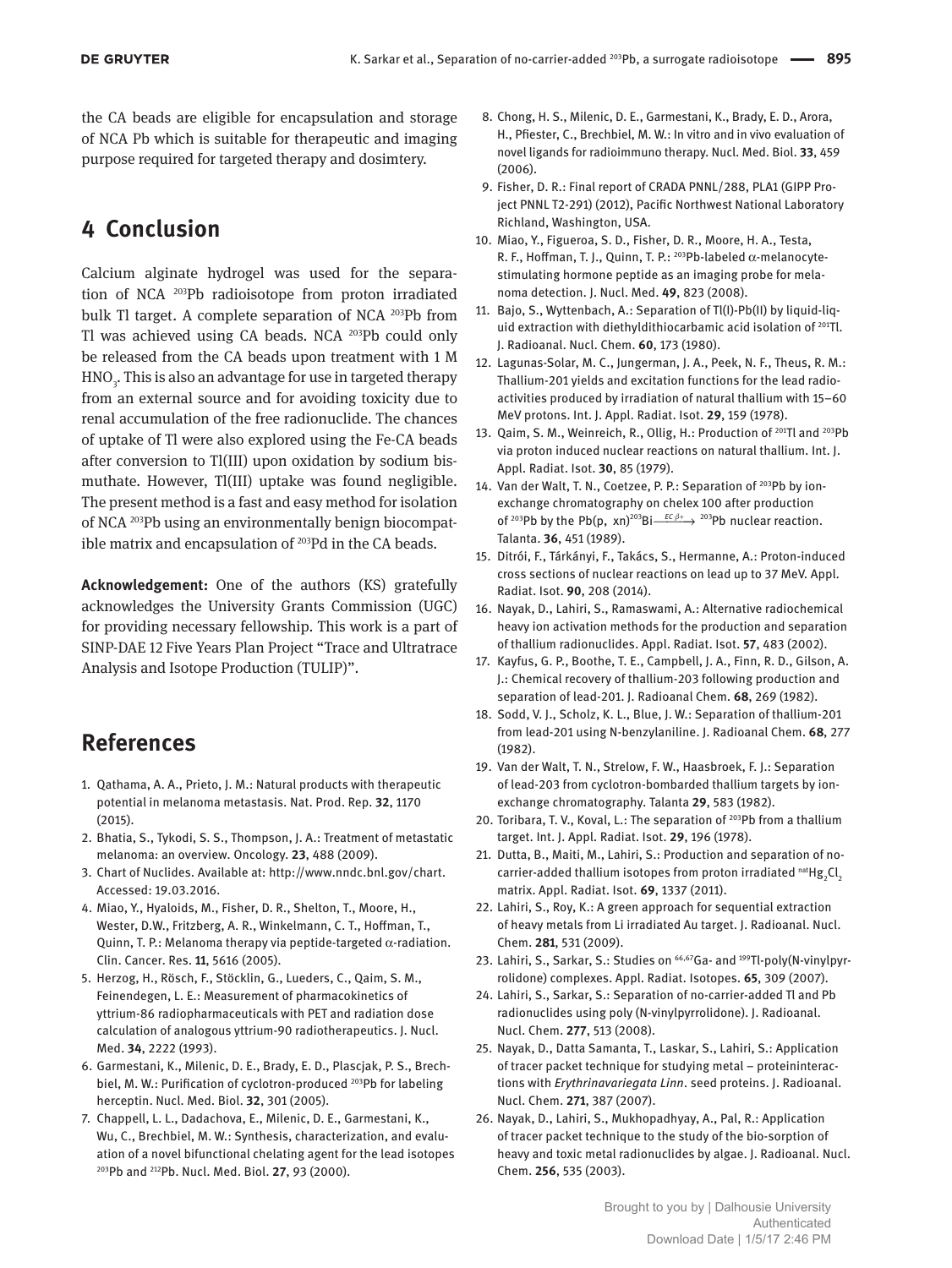the CA beads are eligible for encapsulation and storage of NCA Pb which is suitable for therapeutic and imaging purpose required for targeted therapy and dosimtery.

## 4 Conclusion

Calcium alginate hydrogel was used for the separation of NCA $^{203}$Pb radioisotope from proton irradiated bulk Tl target. A complete separation of NCA $^{203}$Pb from Tl was achieved using CA beads. NCA $^{203}$Pb could only be released from the CA beads upon treatment with 1 M $HNO_3$. This is also an advantage for use in targeted therapy from an external source and for avoiding toxicity due to renal accumulation of the free radionuclide. The chances of uptake of Tl were also explored using the Fe-CA beads after conversion to Tl(III) upon oxidation by sodium bismuthate. However, Tl(III) uptake was found negligible. The present method is a fast and easy method for isolation of NCA $^{203}$Pb using an environmentally benign biocompatible matrix and encapsulation of $^{203}$Pd in the CA beads.

**Acknowledgement:** One of the authors (KS) gratefully acknowledges the University Grants Commission (UGC) for providing necessary fellowship. This work is a part of SINP-DAE 12 Five Years Plan Project "Trace and Ultratrace Analysis and Isotope Production (TULIP)".

## References

1. Qathama, A. A., Prieto, J. M.: Natural products with therapeutic potential in melanoma metastasis. Nat. Prod. Rep. **32**, 1170 (2015).
2. Bhatia, S., Tykodi, S. S., Thompson, J. A.: Treatment of metastatic melanoma: an overview. Oncology. **23**, 488 (2009).
3. Chart of Nuclides. Available at: http://www.nndc.bnl.gov/chart. Accessed: 19.03.2016.
4. Miao, Y., Hyaloids, M., Fisher, D. R., Shelton, T., Moore, H., Wester, D.W., Fritzberg, A. R., Winkelmann, C. T., Hoffman, T., Quinn, T. P.: Melanoma therapy via peptide-targeted $\alpha$-radiation. Clin. Cancer. Res. **11**, 5616 (2005).
5. Herzog, H., Rösch, F., Stöcklin, G., Lueders, C., Qaim, S. M., Feinendegen, L. E.: Measurement of pharmacokinetics of yttrium-86 radiopharmaceuticals with PET and radiation dose calculation of analogous yttrium-90 radiotherapeutics. J. Nucl. Med. **34**, 2222 (1993).
6. Garmestani, K., Milenic, D. E., Brady, E. D., Plascjak, P. S., Brechbiel, M. W.: Purification of cyclotron-produced $^{203}$Pb for labeling herceptin. Nucl. Med. Biol. **32**, 301 (2005).
7. Chappell, L. L., Dadachova, E., Milenic, D. E., Garmestani, K., Wu, C., Brechbiel, M. W.: Synthesis, characterization, and evaluation of a novel bifunctional chelating agent for the lead isotopes $^{203}$Pb and $^{212}$Pb. Nucl. Med. Biol. **27**, 93 (2000).
8. Chong, H. S., Milenic, D. E., Garmestani, K., Brady, E. D., Arora, H., Pfiester, C., Brechbiel, M. W.: In vitro and in vivo evaluation of novel ligands for radioimmuno therapy. Nucl. Med. Biol. **33**, 459 (2006).
9. Fisher, D. R.: Final report of CRADA PNNL/288, PLA1 (GIPP Project PNNL T2-291) (2012), Pacific Northwest National Laboratory Richland, Washington, USA.
10. Miao, Y., Figueroa, S. D., Fisher, D. R., Moore, H. A., Testa, R. F., Hoffman, T. J., Quinn, T. P.: $^{203}$Pb-labeled $\alpha$-melanocyte-stimulating hormone peptide as an imaging probe for melanoma detection. J. Nucl. Med. **49**, 823 (2008).
11. Bajo, S., Wyttenbach, A.: Separation of Tl(I)-Pb(II) by liquid-liquid extraction with diethyldithiocarbamic acid isolation of $^{201}$Tl. J. Radioanal. Nucl. Chem. **60**, 173 (1980).
12. Lagunas-Solar, M. C., Jungerman, J. A., Peek, N. F., Theus, R. M.: Thallium-201 yields and excitation functions for the lead radioactivities produced by irradiation of natural thallium with 15–60 MeV protons. Int. J. Appl. Radiat. Isot. **29**, 159 (1978).
13. Qaim, S. M., Weinreich, R., Ollig, H.: Production of $^{201}$Tl and $^{203}$Pb via proton induced nuclear reactions on natural thallium. Int. J. Appl. Radiat. Isot. **30**, 85 (1979).
14. Van der Walt, T. N., Coetzee, P. P.: Separation of $^{203}$Pb by ion-exchange chromatography on chelex 100 after production of $^{203}$Pb by the Pb(p, xn)$^{203}$Bi$\xrightarrow{EC\,\beta+}$ $^{203}$Pb nuclear reaction. Talanta. **36**, 451 (1989).
15. Ditrói, F., Tárkányi, F., Takács, S., Hermanne, A.: Proton-induced cross sections of nuclear reactions on lead up to 37 MeV. Appl. Radiat. Isot. **90**, 208 (2014).
16. Nayak, D., Lahiri, S., Ramaswami, A.: Alternative radiochemical heavy ion activation methods for the production and separation of thallium radionuclides. Appl. Radiat. Isot. **57**, 483 (2002).
17. Kayfus, G. P., Boothe, T. E., Campbell, J. A., Finn, R. D., Gilson, A. J.: Chemical recovery of thallium-203 following production and separation of lead-201. J. Radioanal Chem. **68**, 269 (1982).
18. Sodd, V. J., Scholz, K. L., Blue, J. W.: Separation of thallium-201 from lead-201 using N-benzylaniline. J. Radioanal Chem. **68**, 277 (1982).
19. Van der Walt, T. N., Strelow, F. W., Haasbroek, F. J.: Separation of lead-203 from cyclotron-bombarded thallium targets by ion-exchange chromatography. Talanta **29**, 583 (1982).
20. Toribara, T. V., Koval, L.: The separation of $^{203}$Pb from a thallium target. Int. J. Appl. Radiat. Isot. **29**, 196 (1978).
21. Dutta, B., Maiti, M., Lahiri, S.: Production and separation of no-carrier-added thallium isotopes from proton irradiated $^{nat}Hg_2Cl_2$ matrix. Appl. Radiat. Isot. **69**, 1337 (2011).
22. Lahiri, S., Roy, K.: A green approach for sequential extraction of heavy metals from Li irradiated Au target. J. Radioanal. Nucl. Chem. **281**, 531 (2009).
23. Lahiri, S., Sarkar, S.: Studies on $^{66,67}$Ga- and $^{199}$Tl-poly(N-vinylpyrrolidone) complexes. Appl. Radiat. Isotopes. **65**, 309 (2007).
24. Lahiri, S., Sarkar, S.: Separation of no-carrier-added Tl and Pb radionuclides using poly (N-vinylpyrrolidone). J. Radioanal. Nucl. Chem. **277**, 513 (2008).
25. Nayak, D., Datta Samanta, T., Laskar, S., Lahiri, S.: Application of tracer packet technique for studying metal – proteininteractions with *Erythrinavariegata Linn*. seed proteins. J. Radioanal. Nucl. Chem. **271**, 387 (2007).
26. Nayak, D., Lahiri, S., Mukhopadhyay, A., Pal, R.: Application of tracer packet technique to the study of the bio-sorption of heavy and toxic metal radionuclides by algae. J. Radioanal. Nucl. Chem. **256**, 535 (2003).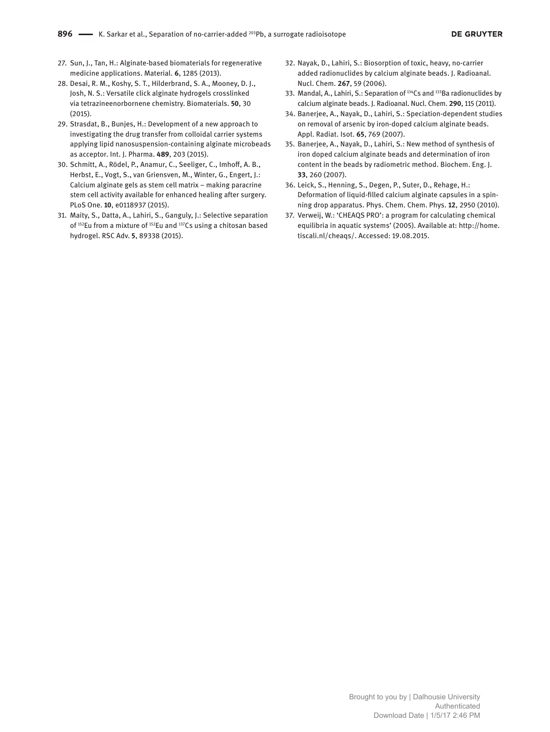27. Sun, J., Tan, H.: Alginate-based biomaterials for regenerative medicine applications. Material. **6**, 1285 (2013).
28. Desai, R. M., Koshy, S. T., Hilderbrand, S. A., Mooney, D. J., Josh, N. S.: Versatile click alginate hydrogels crosslinked via tetrazineenorbornene chemistry. Biomaterials. **50**, 30 (2015).
29. Strasdat, B., Bunjes, H.: Development of a new approach to investigating the drug transfer from colloidal carrier systems applying lipid nanosuspension-containing alginate microbeads as acceptor. Int. J. Pharma. **489**, 203 (2015).
30. Schmitt, A., Rödel, P., Anamur, C., Seeliger, C., Imhoff, A. B., Herbst, E., Vogt, S., van Griensven, M., Winter, G., Engert, J.: Calcium alginate gels as stem cell matrix – making paracrine stem cell activity available for enhanced healing after surgery. PLoS One. **10**, e0118937 (2015).
31. Maity, S., Datta, A., Lahiri, S., Ganguly, J.: Selective separation of $^{152}$Eu from a mixture of $^{152}$Eu and $^{137}$Cs using a chitosan based hydrogel. RSC Adv. **5**, 89338 (2015).
32. Nayak, D., Lahiri, S.: Biosorption of toxic, heavy, no-carrier added radionuclides by calcium alginate beads. J. Radioanal. Nucl. Chem. **267**, 59 (2006).
33. Mandal, A., Lahiri, S.: Separation of $^{134}$Cs and $^{133}$Ba radionuclides by calcium alginate beads. J. Radioanal. Nucl. Chem. **290**, 115 (2011).
34. Banerjee, A., Nayak, D., Lahiri, S.: Speciation-dependent studies on removal of arsenic by iron-doped calcium alginate beads. Appl. Radiat. Isot. **65**, 769 (2007).
35. Banerjee, A., Nayak, D., Lahiri, S.: New method of synthesis of iron doped calcium alginate beads and determination of iron content in the beads by radiometric method. Biochem. Eng. J. **33**, 260 (2007).
36. Leick, S., Henning, S., Degen, P., Suter, D., Rehage, H.: Deformation of liquid-filled calcium alginate capsules in a spinning drop apparatus. Phys. Chem. Chem. Phys. **12**, 2950 (2010).
37. Verweij, W.: 'CHEAQS PRO': a program for calculating chemical equilibria in aquatic systems' (2005). Available at: http://home.tiscali.nl/cheaqs/. Accessed: 19.08.2015.